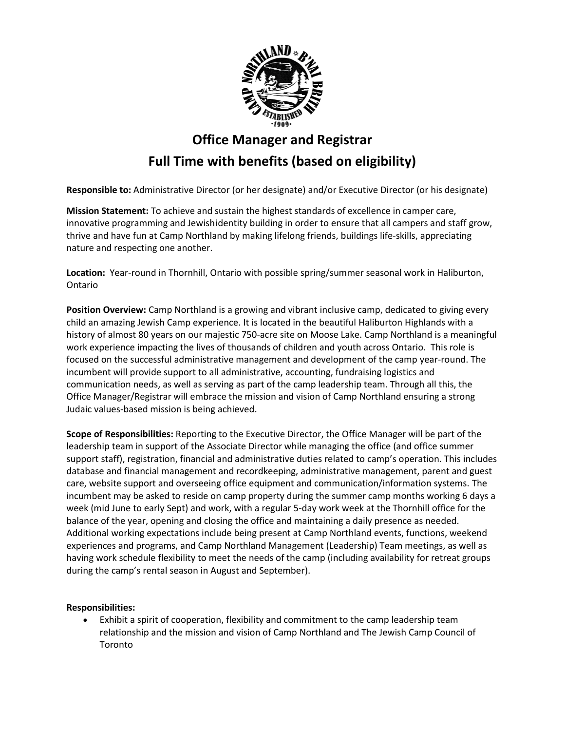# Office Manager and Registrar

## Full Time with benefits (based on eligibility)

**Responsible to:** Administrative Director (or her designate) and/or Executive Director (or his designate)

**Mission Statement:** To achieve and sustain the highest standards of excellence in camper care, innovative programming and Jewishidentity building in order to ensure that all campers and staff grow, thrive and have fun at Camp Northland by making lifelong friends, buildings life-skills, appreciating nature and respecting one another.

**Location:** Year-round in Thornhill, Ontario with possible spring/summer seasonal work in Haliburton, Ontario

**Position Overview:** Camp Northland is a growing and vibrant inclusive camp, dedicated to giving every child an amazing Jewish Camp experience. It is located in the beautiful Haliburton Highlands with a history of almost 80 years on our majestic 750-acre site on Moose Lake. Camp Northland is a meaningful work experience impacting the lives of thousands of children and youth across Ontario. This role is focused on the successful administrative management and development of the camp year-round. The incumbent will provide support to all administrative, accounting, fundraising logistics and communication needs, as well as serving as part of the camp leadership team. Through all this, the Office Manager/Registrar will embrace the mission and vision of Camp Northland ensuring a strong Judaic values-based mission is being achieved.

**Scope of Responsibilities:** Reporting to the Executive Director, the Office Manager will be part of the leadership team in support of the Associate Director while managing the office (and office summer support staff), registration, financial and administrative duties related to camp's operation. This includes database and financial management and recordkeeping, administrative management, parent and guest care, website support and overseeing office equipment and communication/information systems. The incumbent may be asked to reside on camp property during the summer camp months working 6 days a week (mid June to early Sept) and work, with a regular 5-day work week at the Thornhill office for the balance of the year, opening and closing the office and maintaining a daily presence as needed. Additional working expectations include being present at Camp Northland events, functions, weekend experiences and programs, and Camp Northland Management (Leadership) Team meetings, as well as having work schedule flexibility to meet the needs of the camp (including availability for retreat groups during the camp's rental season in August and September).

**Responsibilities:**

- Exhibit a spirit of cooperation, flexibility and commitment to the camp leadership team relationship and the mission and vision of Camp Northland and The Jewish Camp Council of Toronto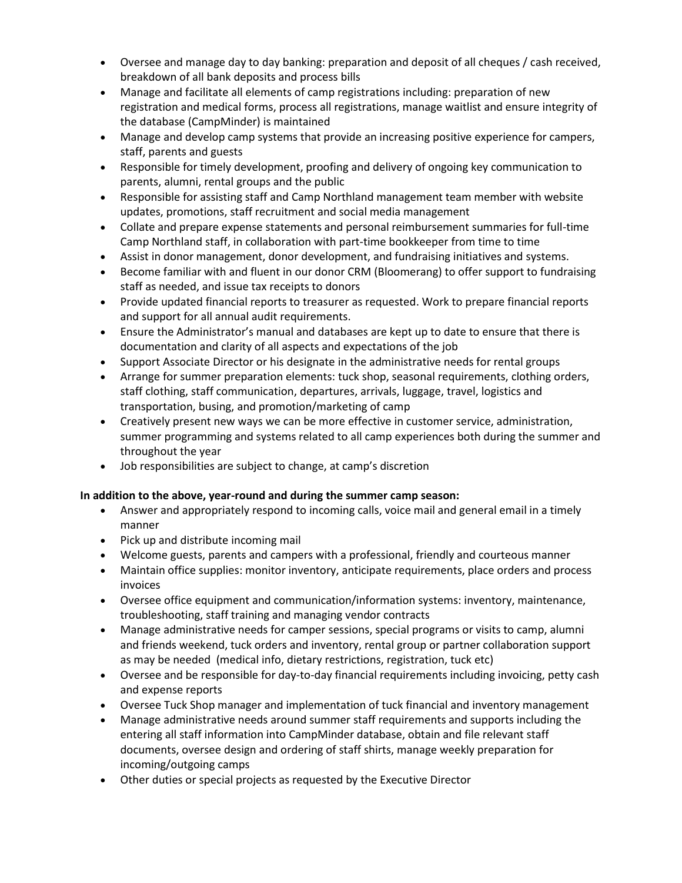- Oversee and manage day to day banking: preparation and deposit of all cheques / cash received, breakdown of all bank deposits and process bills
- Manage and facilitate all elements of camp registrations including: preparation of new registration and medical forms, process all registrations, manage waitlist and ensure integrity of the database (CampMinder) is maintained
- Manage and develop camp systems that provide an increasing positive experience for campers, staff, parents and guests
- Responsible for timely development, proofing and delivery of ongoing key communication to parents, alumni, rental groups and the public
- Responsible for assisting staff and Camp Northland management team member with website updates, promotions, staff recruitment and social media management
- Collate and prepare expense statements and personal reimbursement summaries for full-time Camp Northland staff, in collaboration with part-time bookkeeper from time to time
- Assist in donor management, donor development, and fundraising initiatives and systems.
- Become familiar with and fluent in our donor CRM (Bloomerang) to offer support to fundraising staff as needed, and issue tax receipts to donors
- Provide updated financial reports to treasurer as requested. Work to prepare financial reports and support for all annual audit requirements.
- Ensure the Administrator's manual and databases are kept up to date to ensure that there is documentation and clarity of all aspects and expectations of the job
- Support Associate Director or his designate in the administrative needs for rental groups
- Arrange for summer preparation elements: tuck shop, seasonal requirements, clothing orders, staff clothing, staff communication, departures, arrivals, luggage, travel, logistics and transportation, busing, and promotion/marketing of camp
- Creatively present new ways we can be more effective in customer service, administration, summer programming and systems related to all camp experiences both during the summer and throughout the year
- Job responsibilities are subject to change, at camp's discretion

**In addition to the above, year-round and during the summer camp season:**

- Answer and appropriately respond to incoming calls, voice mail and general email in a timely manner
- Pick up and distribute incoming mail
- Welcome guests, parents and campers with a professional, friendly and courteous manner
- Maintain office supplies: monitor inventory, anticipate requirements, place orders and process invoices
- Oversee office equipment and communication/information systems: inventory, maintenance, troubleshooting, staff training and managing vendor contracts
- Manage administrative needs for camper sessions, special programs or visits to camp, alumni and friends weekend, tuck orders and inventory, rental group or partner collaboration support as may be needed (medical info, dietary restrictions, registration, tuck etc)
- Oversee and be responsible for day-to-day financial requirements including invoicing, petty cash and expense reports
- Oversee Tuck Shop manager and implementation of tuck financial and inventory management
- Manage administrative needs around summer staff requirements and supports including the entering all staff information into CampMinder database, obtain and file relevant staff documents, oversee design and ordering of staff shirts, manage weekly preparation for incoming/outgoing camps
- Other duties or special projects as requested by the Executive Director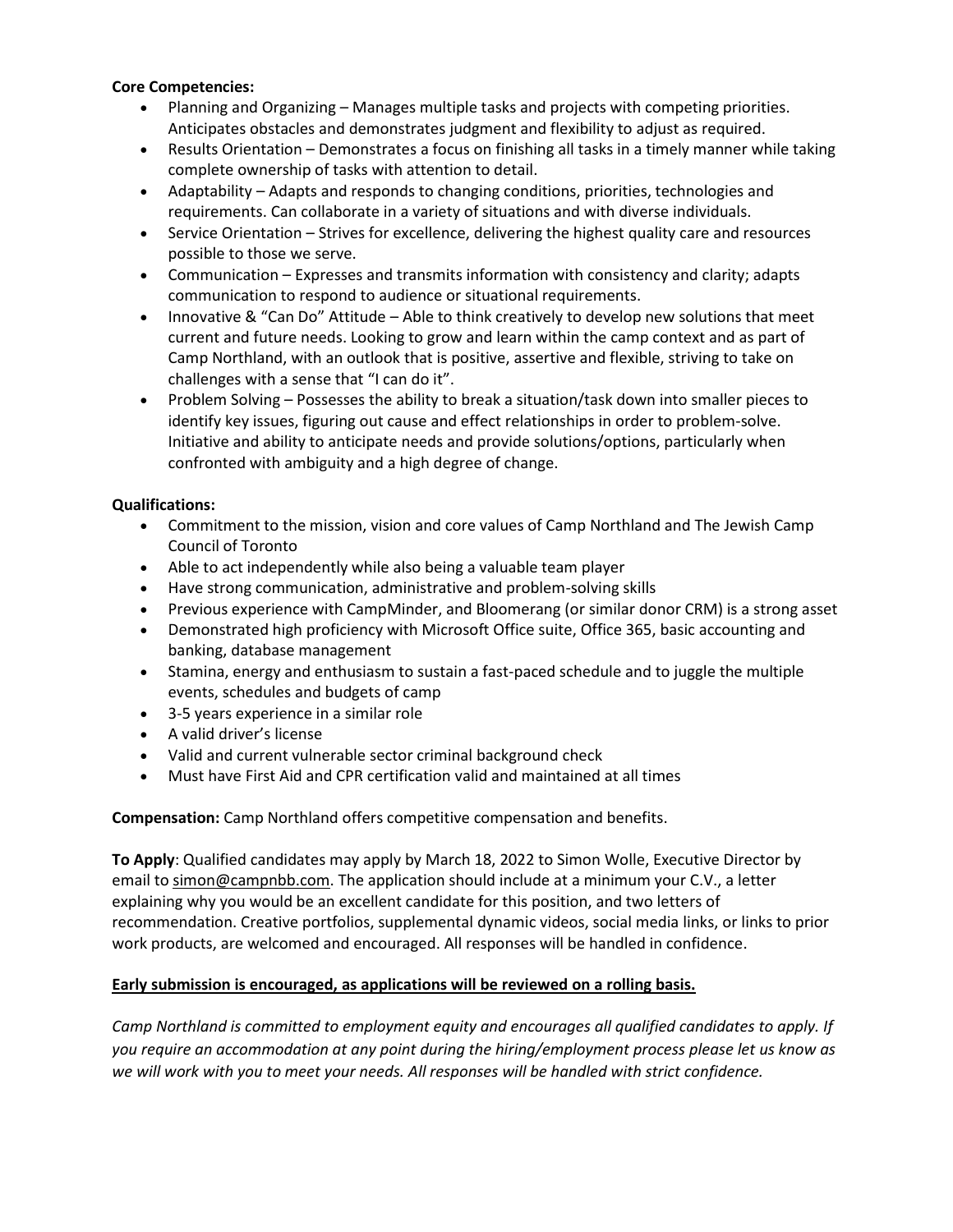**Core Competencies:**

- Planning and Organizing – Manages multiple tasks and projects with competing priorities. Anticipates obstacles and demonstrates judgment and flexibility to adjust as required.
- Results Orientation – Demonstrates a focus on finishing all tasks in a timely manner while taking complete ownership of tasks with attention to detail.
- Adaptability – Adapts and responds to changing conditions, priorities, technologies and requirements. Can collaborate in a variety of situations and with diverse individuals.
- Service Orientation – Strives for excellence, delivering the highest quality care and resources possible to those we serve.
- Communication – Expresses and transmits information with consistency and clarity; adapts communication to respond to audience or situational requirements.
- Innovative & "Can Do" Attitude – Able to think creatively to develop new solutions that meet current and future needs. Looking to grow and learn within the camp context and as part of Camp Northland, with an outlook that is positive, assertive and flexible, striving to take on challenges with a sense that "I can do it".
- Problem Solving – Possesses the ability to break a situation/task down into smaller pieces to identify key issues, figuring out cause and effect relationships in order to problem-solve. Initiative and ability to anticipate needs and provide solutions/options, particularly when confronted with ambiguity and a high degree of change.

**Qualifications:**

- Commitment to the mission, vision and core values of Camp Northland and The Jewish Camp Council of Toronto
- Able to act independently while also being a valuable team player
- Have strong communication, administrative and problem-solving skills
- Previous experience with CampMinder, and Bloomerang (or similar donor CRM) is a strong asset
- Demonstrated high proficiency with Microsoft Office suite, Office 365, basic accounting and banking, database management
- Stamina, energy and enthusiasm to sustain a fast-paced schedule and to juggle the multiple events, schedules and budgets of camp
- 3-5 years experience in a similar role
- A valid driver's license
- Valid and current vulnerable sector criminal background check
- Must have First Aid and CPR certification valid and maintained at all times

**Compensation:** Camp Northland offers competitive compensation and benefits.

**To Apply**: Qualified candidates may apply by March 18, 2022 to Simon Wolle, Executive Director by email to simon@campnbb.com. The application should include at a minimum your C.V., a letter explaining why you would be an excellent candidate for this position, and two letters of recommendation. Creative portfolios, supplemental dynamic videos, social media links, or links to prior work products, are welcomed and encouraged. All responses will be handled in confidence.

**Early submission is encouraged, as applications will be reviewed on a rolling basis.**

*Camp Northland is committed to employment equity and encourages all qualified candidates to apply. If you require an accommodation at any point during the hiring/employment process please let us know as we will work with you to meet your needs. All responses will be handled with strict confidence.*